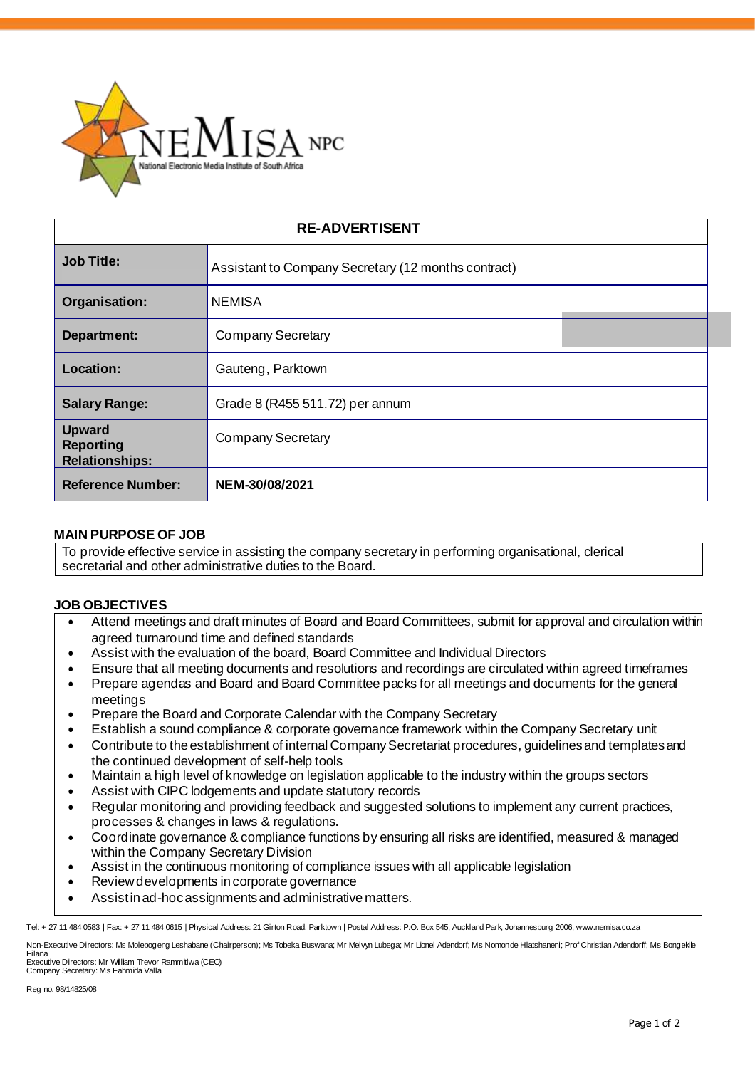NEMISA NPC

National Electronic Media Institute of South Africa

| RE-ADVERTISENT | |
|---|---|
| **Job Title:** | Assistant to Company Secretary (12 months contract) |
| **Organisation:** | NEMISA |
| **Department:** | Company Secretary |
| **Location:** | Gauteng, Parktown |
| **Salary Range:** | Grade 8 (R455 511.72) per annum |
| **Upward Reporting Relationships:** | Company Secretary |
| **Reference Number:** | **NEM-30/08/2021** |

## MAIN PURPOSE OF JOB

To provide effective service in assisting the company secretary in performing organisational, clerical secretarial and other administrative duties to the Board.

## JOB OBJECTIVES

- Attend meetings and draft minutes of Board and Board Committees, submit for approval and circulation within agreed turnaround time and defined standards
- Assist with the evaluation of the board, Board Committee and Individual Directors
- Ensure that all meeting documents and resolutions and recordings are circulated within agreed timeframes
- Prepare agendas and Board and Board Committee packs for all meetings and documents for the general meetings
- Prepare the Board and Corporate Calendar with the Company Secretary
- Establish a sound compliance & corporate governance framework within the Company Secretary unit
- Contribute to the establishment of internal Company Secretariat procedures, guidelines and templates and the continued development of self-help tools
- Maintain a high level of knowledge on legislation applicable to the industry within the groups sectors
- Assist with CIPC lodgements and update statutory records
- Regular monitoring and providing feedback and suggested solutions to implement any current practices, processes & changes in laws & regulations.
- Coordinate governance & compliance functions by ensuring all risks are identified, measured & managed within the Company Secretary Division
- Assist in the continuous monitoring of compliance issues with all applicable legislation
- Review developments in corporate governance
- Assist in ad-hoc assignments and administrative matters.

Tel: + 27 11 484 0583 | Fax: + 27 11 484 0615 | Physical Address: 21 Girton Road, Parktown | Postal Address: P.O. Box 545, Auckland Park, Johannesburg 2006, www.nemisa.co.za

Non-Executive Directors: Ms Molebogeng Leshabane (Chairperson); Ms Tobeka Buswana; Mr Melvyn Lubega; Mr Lionel Adendorf; Ms Nomonde Hlatshaneni; Prof Christian Adendorff; Ms Bongekile Filana
Executive Directors: Mr William Trevor Rammitlwa (CEO)
Company Secretary: Ms Fahmida Valla

Reg no. 98/14825/08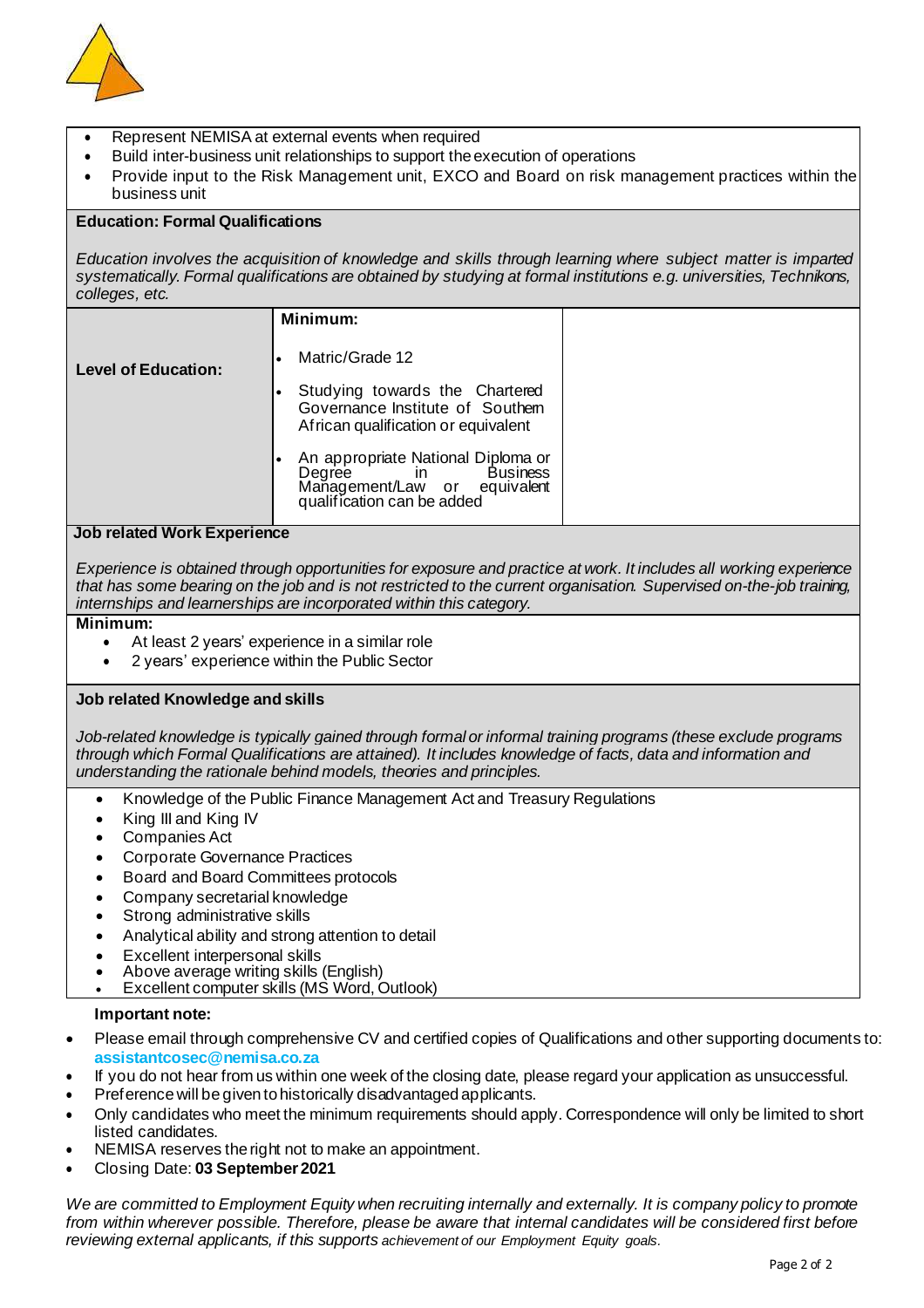- Represent NEMISA at external events when required
- Build inter-business unit relationships to support the execution of operations
- Provide input to the Risk Management unit, EXCO and Board on risk management practices within the business unit

**Education: Formal Qualifications**

*Education involves the acquisition of knowledge and skills through learning where subject matter is imparted systematically. Formal qualifications are obtained by studying at formal institutions e.g. universities, Technikons, colleges, etc.*

| | | |
|---|---|---|
| **Level of Education:** | **Minimum:**<br>• Matric/Grade 12<br>• Studying towards the Chartered Governance Institute of Southern African qualification or equivalent<br>• An appropriate National Diploma or Degree in Business Management/Law or equivalent qualification can be added | |

**Job related Work Experience**

*Experience is obtained through opportunities for exposure and practice at work. It includes all working experience that has some bearing on the job and is not restricted to the current organisation. Supervised on-the-job training, internships and learnerships are incorporated within this category.*

**Minimum:**

- At least 2 years' experience in a similar role
- 2 years' experience within the Public Sector

**Job related Knowledge and skills**

*Job-related knowledge is typically gained through formal or informal training programs (these exclude programs through which Formal Qualifications are attained). It includes knowledge of facts, data and information and understanding the rationale behind models, theories and principles.*

- Knowledge of the Public Finance Management Act and Treasury Regulations
- King III and King IV
- Companies Act
- Corporate Governance Practices
- Board and Board Committees protocols
- Company secretarial knowledge
- Strong administrative skills
- Analytical ability and strong attention to detail
- Excellent interpersonal skills
- Above average writing skills (English)
- Excellent computer skills (MS Word, Outlook)

**Important note:**

- Please email through comprehensive CV and certified copies of Qualifications and other supporting documents to: **assistantcosec@nemisa.co.za**
- If you do not hear from us within one week of the closing date, please regard your application as unsuccessful.
- Preference will be given to historically disadvantaged applicants.
- Only candidates who meet the minimum requirements should apply. Correspondence will only be limited to short listed candidates.
- NEMISA reserves the right not to make an appointment.
- Closing Date: **03 September 2021**

*We are committed to Employment Equity when recruiting internally and externally. It is company policy to promote from within wherever possible. Therefore, please be aware that internal candidates will be considered first before reviewing external applicants, if this supports achievement of our Employment Equity goals.*